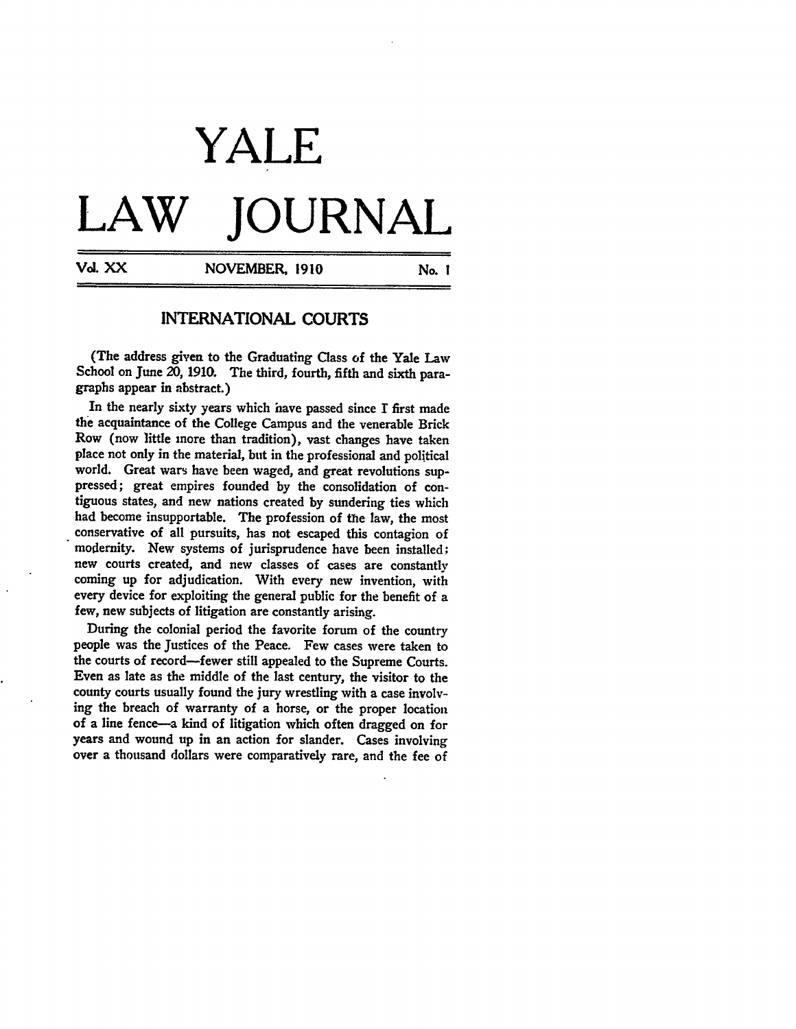# YALE

# LAW JOURNAL

Vol. XX NOVEMBER, 1910 No. 1

## INTERNATIONAL COURTS

(The address given to the Graduating Class of the Yale Law School on June 20, 1910. The third, fourth, fifth and sixth paragraphs appear in abstract.)

In the nearly sixty years which have passed since I first made the acquaintance of the College Campus and the venerable Brick Row (now little more than tradition), vast changes have taken place not only in the material, but in the professional and political world. Great wars have been waged, and great revolutions suppressed; great empires founded by the consolidation of contiguous states, and new nations created by sundering ties which had become insupportable. The profession of the law, the most conservative of all pursuits, has not escaped this contagion of modernity. New systems of jurisprudence have been installed; new courts created, and new classes of cases are constantly coming up for adjudication. With every new invention, with every device for exploiting the general public for the benefit of a few, new subjects of litigation are constantly arising.

During the colonial period the favorite forum of the country people was the Justices of the Peace. Few cases were taken to the courts of record—fewer still appealed to the Supreme Courts. Even as late as the middle of the last century, the visitor to the county courts usually found the jury wrestling with a case involving the breach of warranty of a horse, or the proper location of a line fence—a kind of litigation which often dragged on for years and wound up in an action for slander. Cases involving over a thousand dollars were comparatively rare, and the fee of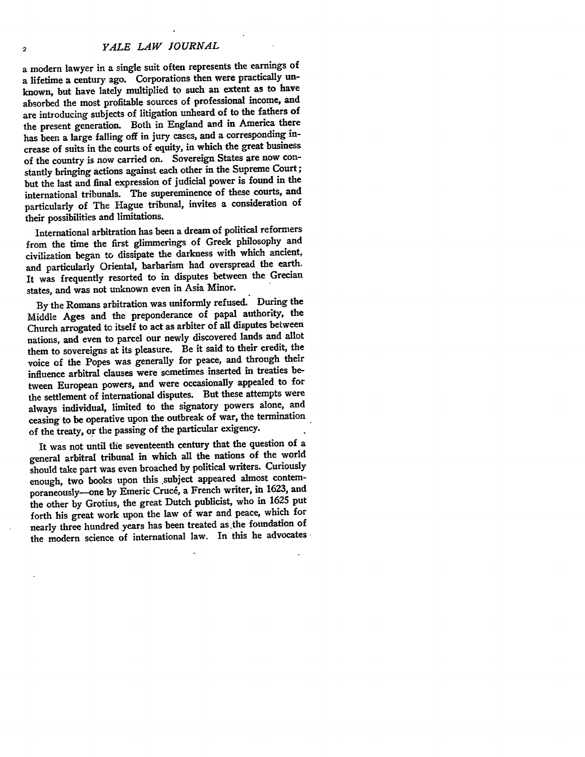a modern lawyer in a single suit often represents the earnings of a lifetime a century ago. Corporations then were practically unknown, but have lately multiplied to such an extent as to have absorbed the most profitable sources of professional income, and are introducing subjects of litigation unheard of to the fathers of the present generation. Both in England and in America there has been a large falling off in jury cases, and a corresponding increase of suits in the courts of equity, in which the great business of the country is now carried on. Sovereign States are now constantly bringing actions against each other in the Supreme Court; but the last and final expression of judicial power is found in the international tribunals. The supereminence of these courts, and particularly of The Hague tribunal, invites a consideration of their possibilities and limitations.

International arbitration has been a dream of political reformers from the time the first glimmerings of Greek philosophy and civilization began to dissipate the darkness with which ancient, and particularly Oriental, barbarism had overspread the earth. It was frequently resorted to in disputes between the Grecian states, and was not unknown even in Asia Minor.

By the Romans arbitration was uniformly refused. During the Middle Ages and the preponderance of papal authority, the Church arrogated to itself to act as arbiter of all disputes between nations, and even to parcel our newly discovered lands and allot them to sovereigns at its pleasure. Be it said to their credit, the voice of the Popes was generally for peace, and through their influence arbitral clauses were sometimes inserted in treaties between European powers, and were occasionally appealed to for the settlement of international disputes. But these attempts were always individual, limited to the signatory powers alone, and ceasing to be operative upon the outbreak of war, the termination of the treaty, or the passing of the particular exigency.

It was not until the seventeenth century that the question of a general arbitral tribunal in which all the nations of the world should take part was even broached by political writers. Curiously enough, two books upon this subject appeared almost contemporaneously—one by Emeric Crucé, a French writer, in 1623, and the other by Grotius, the great Dutch publicist, who in 1625 put forth his great work upon the law of war and peace, which for nearly three hundred years has been treated as the foundation of the modern science of international law. In this he advocates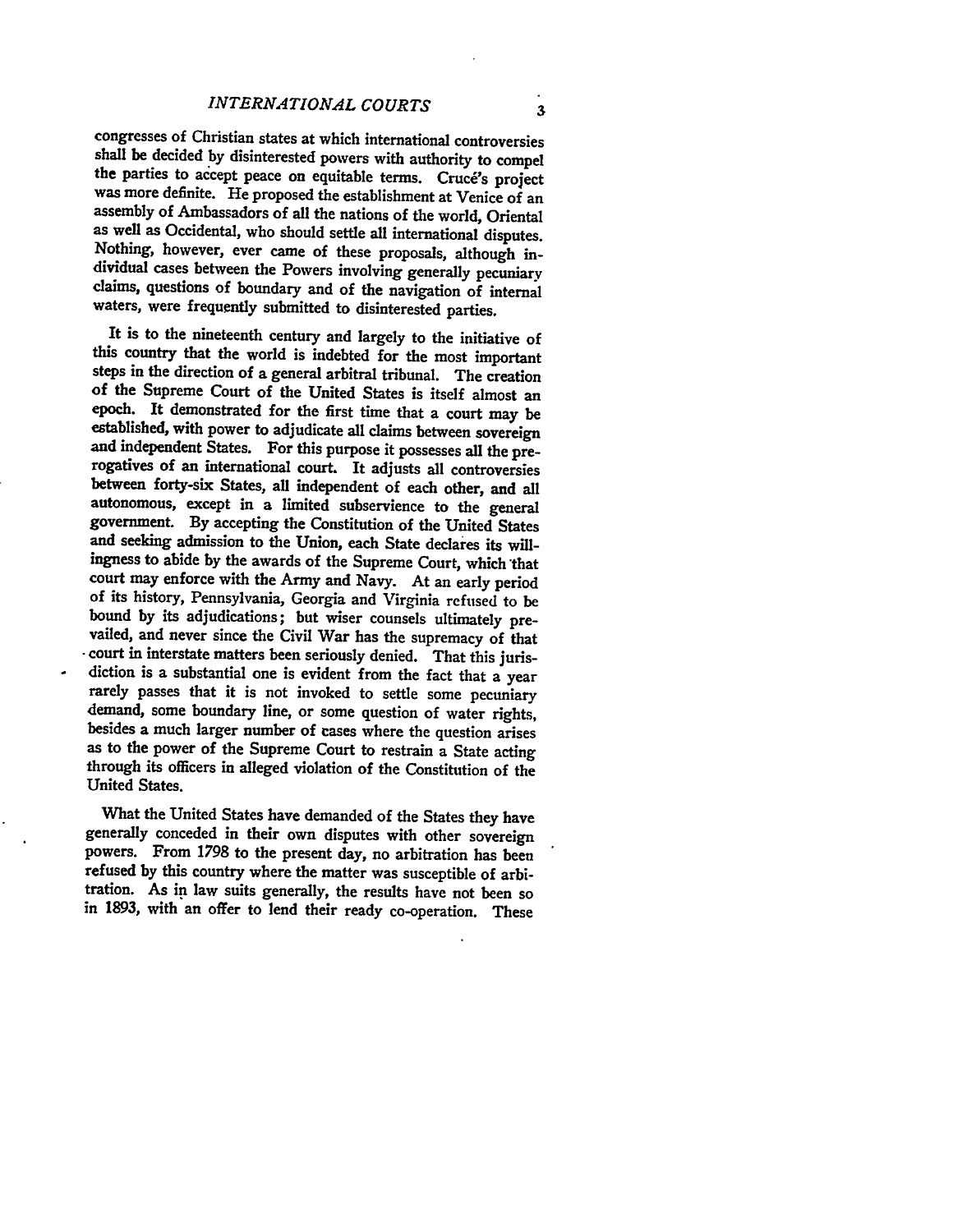congresses of Christian states at which international controversies shall be decided by disinterested powers with authority to compel the parties to accept peace on equitable terms. Crucé's project was more definite. He proposed the establishment at Venice of an assembly of Ambassadors of all the nations of the world, Oriental as well as Occidental, who should settle all international disputes. Nothing, however, ever came of these proposals, although individual cases between the Powers involving generally pecuniary claims, questions of boundary and of the navigation of internal waters, were frequently submitted to disinterested parties.

It is to the nineteenth century and largely to the initiative of this country that the world is indebted for the most important steps in the direction of a general arbitral tribunal. The creation of the Supreme Court of the United States is itself almost an epoch. It demonstrated for the first time that a court may be established, with power to adjudicate all claims between sovereign and independent States. For this purpose it possesses all the prerogatives of an international court. It adjusts all controversies between forty-six States, all independent of each other, and all autonomous, except in a limited subservience to the general government. By accepting the Constitution of the United States and seeking admission to the Union, each State declares its willingness to abide by the awards of the Supreme Court, which that court may enforce with the Army and Navy. At an early period of its history, Pennsylvania, Georgia and Virginia refused to be bound by its adjudications; but wiser counsels ultimately prevailed, and never since the Civil War has the supremacy of that court in interstate matters been seriously denied. That this jurisdiction is a substantial one is evident from the fact that a year rarely passes that it is not invoked to settle some pecuniary demand, some boundary line, or some question of water rights, besides a much larger number of cases where the question arises as to the power of the Supreme Court to restrain a State acting through its officers in alleged violation of the Constitution of the United States.

What the United States have demanded of the States they have generally conceded in their own disputes with other sovereign powers. From 1798 to the present day, no arbitration has been refused by this country where the matter was susceptible of arbitration. As in law suits generally, the results have not been so in 1893, with an offer to lend their ready co-operation. These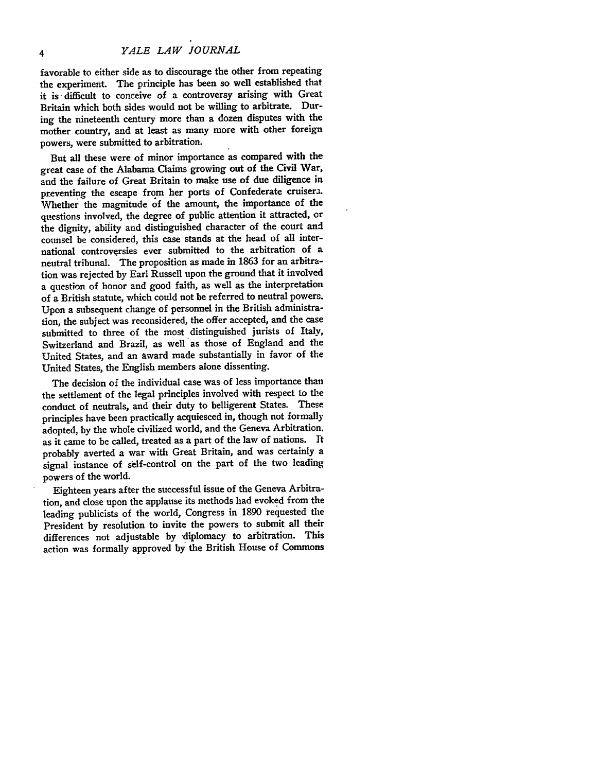favorable to either side as to discourage the other from repeating the experiment. The principle has been so well established that it is difficult to conceive of a controversy arising with Great Britain which both sides would not be willing to arbitrate. During the nineteenth century more than a dozen disputes with the mother country, and at least as many more with other foreign powers, were submitted to arbitration.

But all these were of minor importance as compared with the great case of the Alabama Claims growing out of the Civil War, and the failure of Great Britain to make use of due diligence in preventing the escape from her ports of Confederate cruisers. Whether the magnitude of the amount, the importance of the questions involved, the degree of public attention it attracted, or the dignity, ability and distinguished character of the court and counsel be considered, this case stands at the head of all international controversies ever submitted to the arbitration of a neutral tribunal. The proposition as made in 1863 for an arbitration was rejected by Earl Russell upon the ground that it involved a question of honor and good faith, as well as the interpretation of a British statute, which could not be referred to neutral powers. Upon a subsequent change of personnel in the British administration, the subject was reconsidered, the offer accepted, and the case submitted to three of the most distinguished jurists of Italy, Switzerland and Brazil, as well as those of England and the United States, and an award made substantially in favor of the United States, the English members alone dissenting.

The decision of the individual case was of less importance than the settlement of the legal principles involved with respect to the conduct of neutrals, and their duty to belligerent States. These principles have been practically acquiesced in, though not formally adopted, by the whole civilized world, and the Geneva Arbitration, as it came to be called, treated as a part of the law of nations. It probably averted a war with Great Britain, and was certainly a signal instance of self-control on the part of the two leading powers of the world.

Eighteen years after the successful issue of the Geneva Arbitration, and close upon the applause its methods had evoked from the leading publicists of the world, Congress in 1890 requested the President by resolution to invite the powers to submit all their differences not adjustable by diplomacy to arbitration. This action was formally approved by the British House of Commons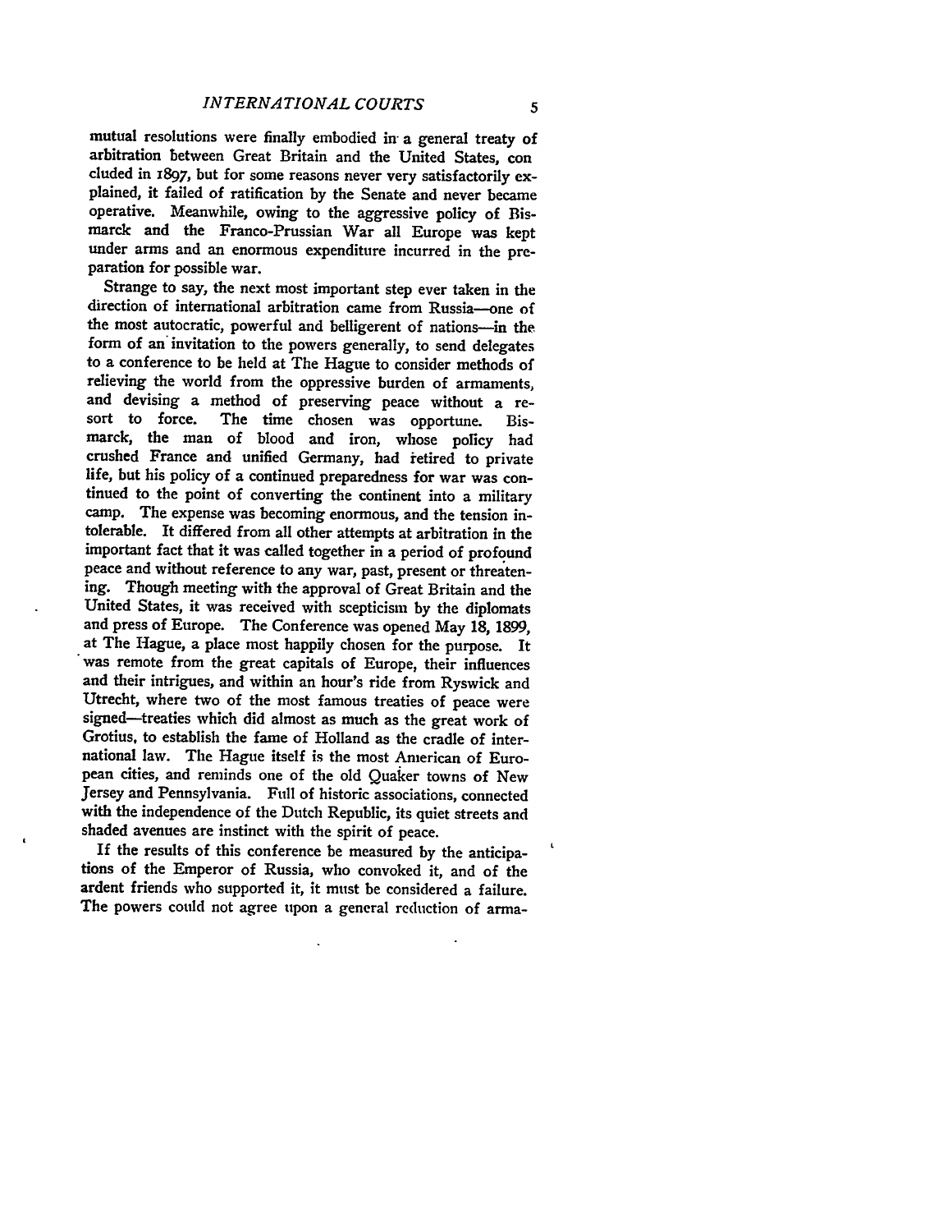mutual resolutions were finally embodied in a general treaty of arbitration between Great Britain and the United States, concluded in 1897, but for some reasons never very satisfactorily explained, it failed of ratification by the Senate and never became operative. Meanwhile, owing to the aggressive policy of Bismarck and the Franco-Prussian War all Europe was kept under arms and an enormous expenditure incurred in the preparation for possible war.

Strange to say, the next most important step ever taken in the direction of international arbitration came from Russia—one of the most autocratic, powerful and belligerent of nations—in the form of an invitation to the powers generally, to send delegates to a conference to be held at The Hague to consider methods of relieving the world from the oppressive burden of armaments, and devising a method of preserving peace without a resort to force. The time chosen was opportune. Bismarck, the man of blood and iron, whose policy had crushed France and unified Germany, had retired to private life, but his policy of a continued preparedness for war was continued to the point of converting the continent into a military camp. The expense was becoming enormous, and the tension intolerable. It differed from all other attempts at arbitration in the important fact that it was called together in a period of profound peace and without reference to any war, past, present or threatening. Though meeting with the approval of Great Britain and the United States, it was received with scepticism by the diplomats and press of Europe. The Conference was opened May 18, 1899, at The Hague, a place most happily chosen for the purpose. It was remote from the great capitals of Europe, their influences and their intrigues, and within an hour's ride from Ryswick and Utrecht, where two of the most famous treaties of peace were signed—treaties which did almost as much as the great work of Grotius, to establish the fame of Holland as the cradle of international law. The Hague itself is the most American of European cities, and reminds one of the old Quaker towns of New Jersey and Pennsylvania. Full of historic associations, connected with the independence of the Dutch Republic, its quiet streets and shaded avenues are instinct with the spirit of peace.

If the results of this conference be measured by the anticipations of the Emperor of Russia, who convoked it, and of the ardent friends who supported it, it must be considered a failure. The powers could not agree upon a general reduction of arma-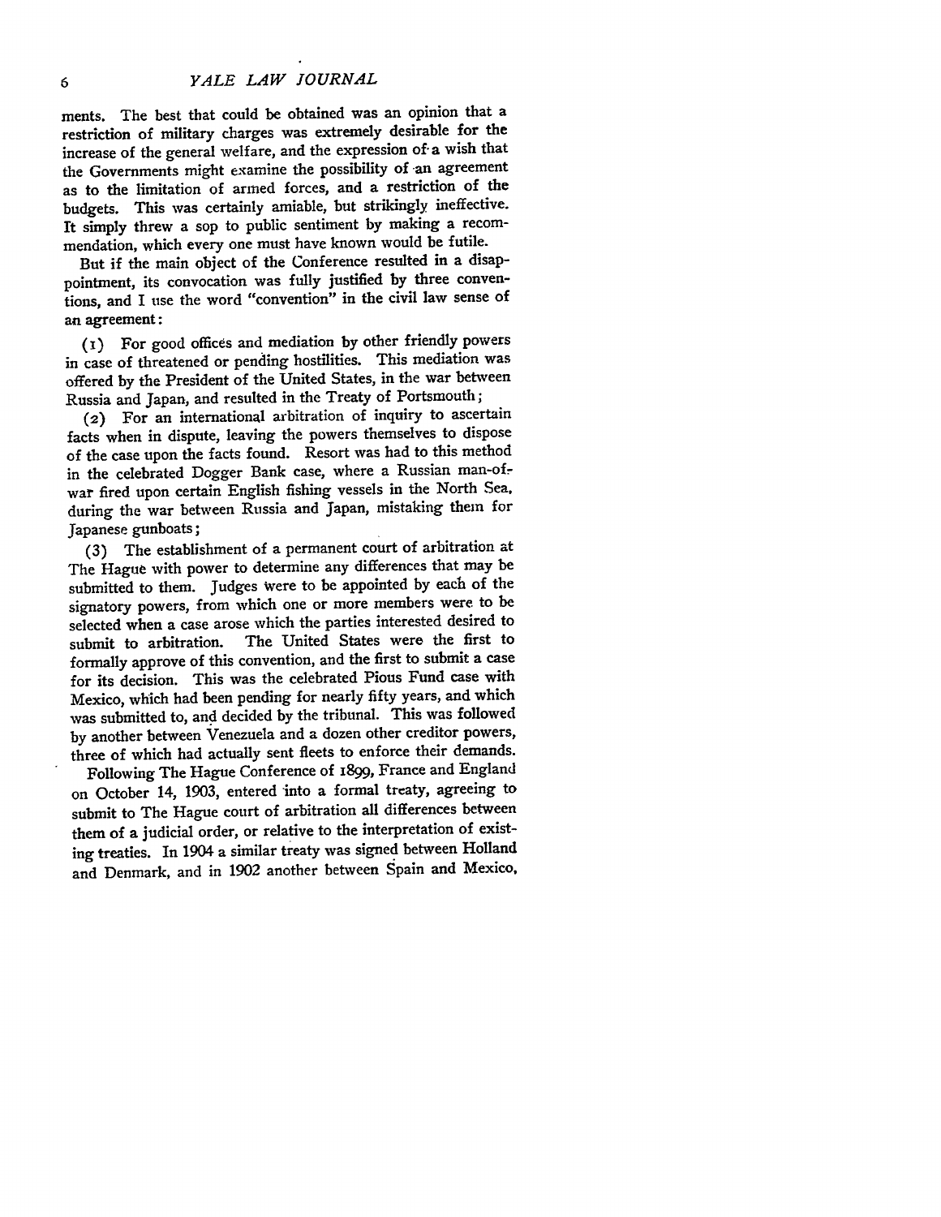ments. The best that could be obtained was an opinion that a restriction of military charges was extremely desirable for the increase of the general welfare, and the expression of a wish that the Governments might examine the possibility of an agreement as to the limitation of armed forces, and a restriction of the budgets. This was certainly amiable, but strikingly ineffective. It simply threw a sop to public sentiment by making a recommendation, which every one must have known would be futile.

But if the main object of the Conference resulted in a disappointment, its convocation was fully justified by three conventions, and I use the word "convention" in the civil law sense of an agreement:

(1) For good offices and mediation by other friendly powers in case of threatened or pending hostilities. This mediation was offered by the President of the United States, in the war between Russia and Japan, and resulted in the Treaty of Portsmouth;

(2) For an international arbitration of inquiry to ascertain facts when in dispute, leaving the powers themselves to dispose of the case upon the facts found. Resort was had to this method in the celebrated Dogger Bank case, where a Russian man-of-war fired upon certain English fishing vessels in the North Sea, during the war between Russia and Japan, mistaking them for Japanese gunboats;

(3) The establishment of a permanent court of arbitration at The Hague with power to determine any differences that may be submitted to them. Judges were to be appointed by each of the signatory powers, from which one or more members were to be selected when a case arose which the parties interested desired to submit to arbitration. The United States were the first to formally approve of this convention, and the first to submit a case for its decision. This was the celebrated Pious Fund case with Mexico, which had been pending for nearly fifty years, and which was submitted to, and decided by the tribunal. This was followed by another between Venezuela and a dozen other creditor powers, three of which had actually sent fleets to enforce their demands.

Following The Hague Conference of 1899, France and England on October 14, 1903, entered into a formal treaty, agreeing to submit to The Hague court of arbitration all differences between them of a judicial order, or relative to the interpretation of existing treaties. In 1904 a similar treaty was signed between Holland and Denmark, and in 1902 another between Spain and Mexico,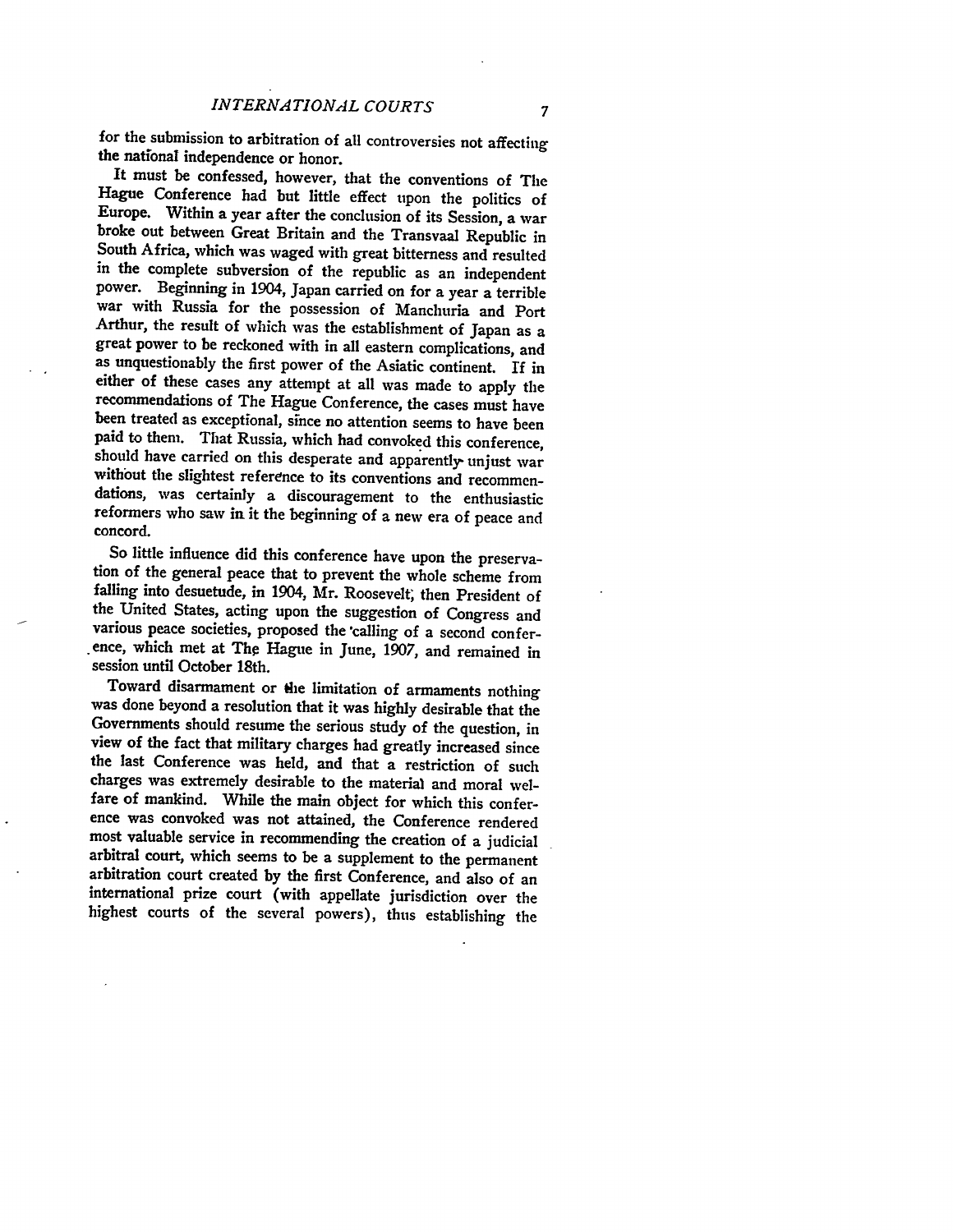for the submission to arbitration of all controversies not affecting the national independence or honor.

It must be confessed, however, that the conventions of The Hague Conference had but little effect upon the politics of Europe. Within a year after the conclusion of its Session, a war broke out between Great Britain and the Transvaal Republic in South Africa, which was waged with great bitterness and resulted in the complete subversion of the republic as an independent power. Beginning in 1904, Japan carried on for a year a terrible war with Russia for the possession of Manchuria and Port Arthur, the result of which was the establishment of Japan as a great power to be reckoned with in all eastern complications, and as unquestionably the first power of the Asiatic continent. If in either of these cases any attempt at all was made to apply the recommendations of The Hague Conference, the cases must have been treated as exceptional, since no attention seems to have been paid to them. That Russia, which had convoked this conference, should have carried on this desperate and apparently unjust war without the slightest reference to its conventions and recommendations, was certainly a discouragement to the enthusiastic reformers who saw in it the beginning of a new era of peace and concord.

So little influence did this conference have upon the preservation of the general peace that to prevent the whole scheme from falling into desuetude, in 1904, Mr. Roosevelt, then President of the United States, acting upon the suggestion of Congress and various peace societies, proposed the calling of a second conference, which met at The Hague in June, 1907, and remained in session until October 18th.

Toward disarmament or the limitation of armaments nothing was done beyond a resolution that it was highly desirable that the Governments should resume the serious study of the question, in view of the fact that military charges had greatly increased since the last Conference was held, and that a restriction of such charges was extremely desirable to the material and moral welfare of mankind. While the main object for which this conference was convoked was not attained, the Conference rendered most valuable service in recommending the creation of a judicial arbitral court, which seems to be a supplement to the permanent arbitration court created by the first Conference, and also of an international prize court (with appellate jurisdiction over the highest courts of the several powers), thus establishing the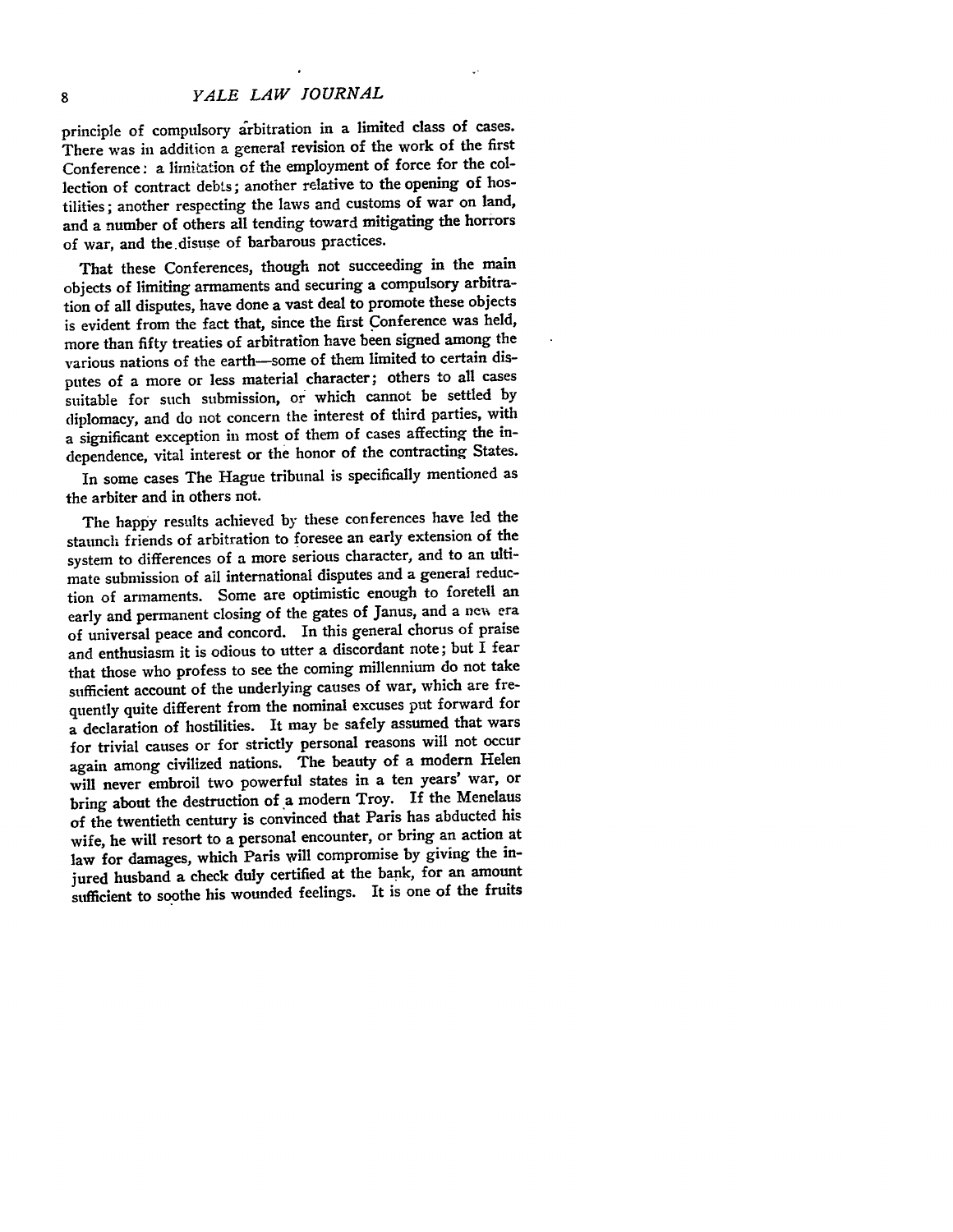principle of compulsory arbitration in a limited class of cases. There was in addition a general revision of the work of the first Conference: a limitation of the employment of force for the collection of contract debts; another relative to the opening of hostilities; another respecting the laws and customs of war on land, and a number of others all tending toward mitigating the horrors of war, and the disuse of barbarous practices.

That these Conferences, though not succeeding in the main objects of limiting armaments and securing a compulsory arbitration of all disputes, have done a vast deal to promote these objects is evident from the fact that, since the first Conference was held, more than fifty treaties of arbitration have been signed among the various nations of the earth—some of them limited to certain disputes of a more or less material character; others to all cases suitable for such submission, or which cannot be settled by diplomacy, and do not concern the interest of third parties, with a significant exception in most of them of cases affecting the independence, vital interest or the honor of the contracting States.

In some cases The Hague tribunal is specifically mentioned as the arbiter and in others not.

The happy results achieved by these conferences have led the staunch friends of arbitration to foresee an early extension of the system to differences of a more serious character, and to an ultimate submission of all international disputes and a general reduction of armaments. Some are optimistic enough to foretell an early and permanent closing of the gates of Janus, and a new era of universal peace and concord. In this general chorus of praise and enthusiasm it is odious to utter a discordant note; but I fear that those who profess to see the coming millennium do not take sufficient account of the underlying causes of war, which are frequently quite different from the nominal excuses put forward for a declaration of hostilities. It may be safely assumed that wars for trivial causes or for strictly personal reasons will not occur again among civilized nations. The beauty of a modern Helen will never embroil two powerful states in a ten years' war, or bring about the destruction of a modern Troy. If the Menelaus of the twentieth century is convinced that Paris has abducted his wife, he will resort to a personal encounter, or bring an action at law for damages, which Paris will compromise by giving the injured husband a check duly certified at the bank, for an amount sufficient to soothe his wounded feelings. It is one of the fruits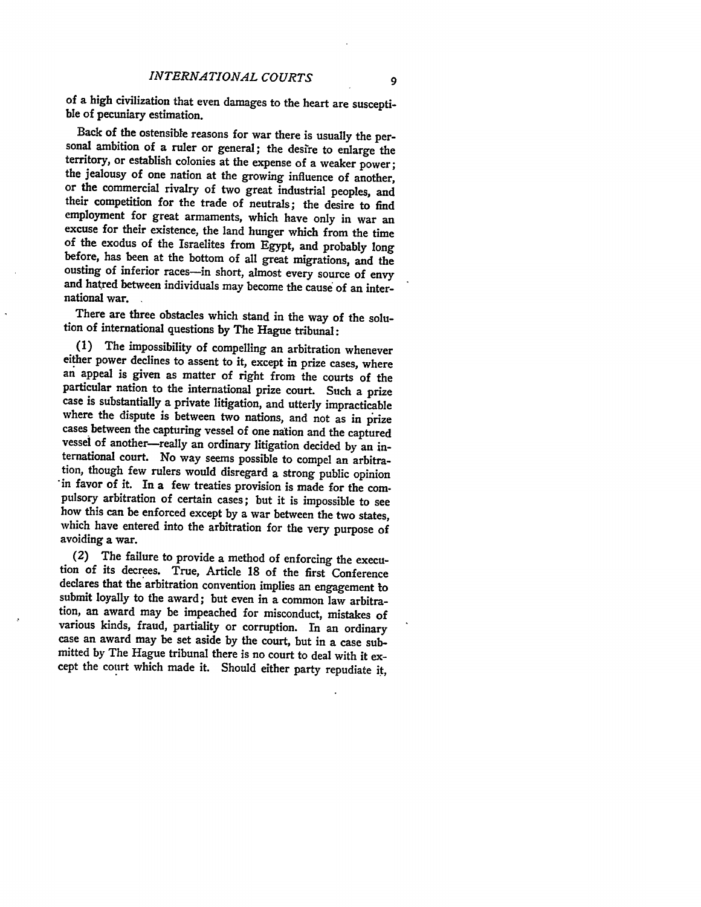of a high civilization that even damages to the heart are susceptible of pecuniary estimation.

Back of the ostensible reasons for war there is usually the personal ambition of a ruler or general; the desire to enlarge the territory, or establish colonies at the expense of a weaker power; the jealousy of one nation at the growing influence of another, or the commercial rivalry of two great industrial peoples, and their competition for the trade of neutrals; the desire to find employment for great armaments, which have only in war an excuse for their existence, the land hunger which from the time of the exodus of the Israelites from Egypt, and probably long before, has been at the bottom of all great migrations, and the ousting of inferior races—in short, almost every source of envy and hatred between individuals may become the cause of an international war.

There are three obstacles which stand in the way of the solution of international questions by The Hague tribunal:

(1) The impossibility of compelling an arbitration whenever either power declines to assent to it, except in prize cases, where an appeal is given as matter of right from the courts of the particular nation to the international prize court. Such a prize case is substantially a private litigation, and utterly impracticable where the dispute is between two nations, and not as in prize cases between the capturing vessel of one nation and the captured vessel of another—really an ordinary litigation decided by an international court. No way seems possible to compel an arbitration, though few rulers would disregard a strong public opinion in favor of it. In a few treaties provision is made for the compulsory arbitration of certain cases; but it is impossible to see how this can be enforced except by a war between the two states, which have entered into the arbitration for the very purpose of avoiding a war.

(2) The failure to provide a method of enforcing the execution of its decrees. True, Article 18 of the first Conference declares that the arbitration convention implies an engagement to submit loyally to the award; but even in a common law arbitration, an award may be impeached for misconduct, mistakes of various kinds, fraud, partiality or corruption. In an ordinary case an award may be set aside by the court, but in a case submitted by The Hague tribunal there is no court to deal with it except the court which made it. Should either party repudiate it,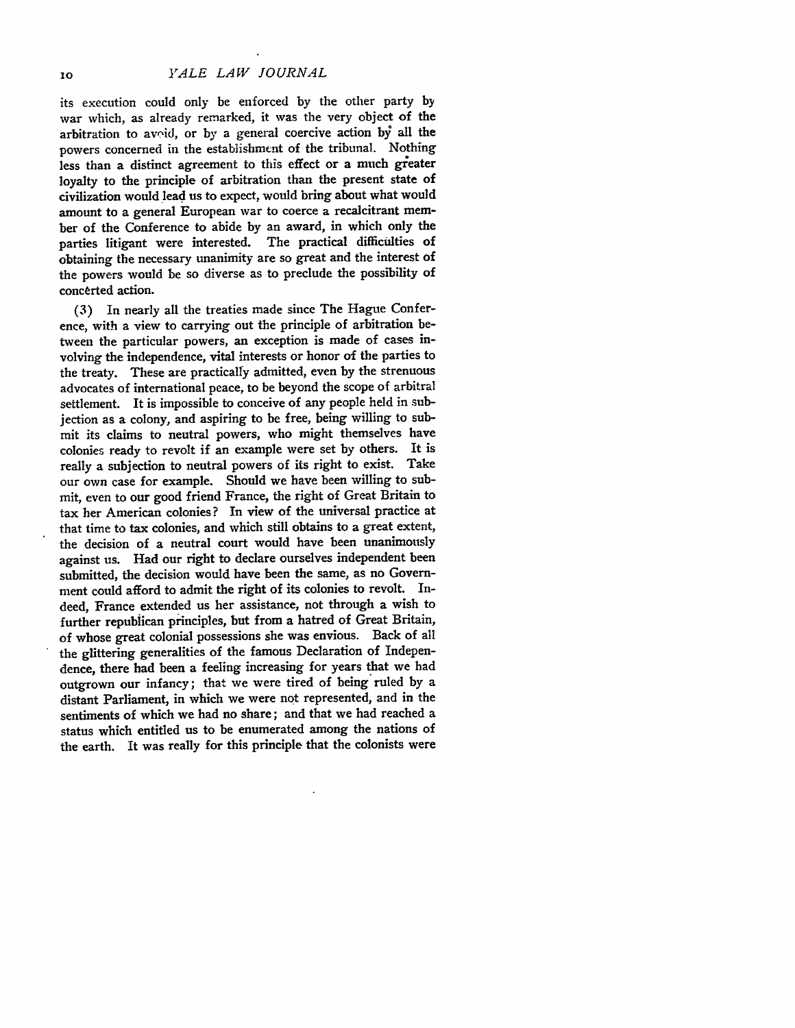its execution could only be enforced by the other party by war which, as already remarked, it was the very object of the arbitration to avoid, or by a general coercive action by all the powers concerned in the establishment of the tribunal. Nothing less than a distinct agreement to this effect or a much greater loyalty to the principle of arbitration than the present state of civilization would lead us to expect, would bring about what would amount to a general European war to coerce a recalcitrant member of the Conference to abide by an award, in which only the parties litigant were interested. The practical difficulties of obtaining the necessary unanimity are so great and the interest of the powers would be so diverse as to preclude the possibility of concerted action.

(3) In nearly all the treaties made since The Hague Conference, with a view to carrying out the principle of arbitration between the particular powers, an exception is made of cases involving the independence, vital interests or honor of the parties to the treaty. These are practically admitted, even by the strenuous advocates of international peace, to be beyond the scope of arbitral settlement. It is impossible to conceive of any people held in subjection as a colony, and aspiring to be free, being willing to submit its claims to neutral powers, who might themselves have colonies ready to revolt if an example were set by others. It is really a subjection to neutral powers of its right to exist. Take our own case for example. Should we have been willing to submit, even to our good friend France, the right of Great Britain to tax her American colonies? In view of the universal practice at that time to tax colonies, and which still obtains to a great extent, the decision of a neutral court would have been unanimously against us. Had our right to declare ourselves independent been submitted, the decision would have been the same, as no Government could afford to admit the right of its colonies to revolt. Indeed, France extended us her assistance, not through a wish to further republican principles, but from a hatred of Great Britain, of whose great colonial possessions she was envious. Back of all the glittering generalities of the famous Declaration of Independence, there had been a feeling increasing for years that we had outgrown our infancy; that we were tired of being ruled by a distant Parliament, in which we were not represented, and in the sentiments of which we had no share; and that we had reached a status which entitled us to be enumerated among the nations of the earth. It was really for this principle that the colonists were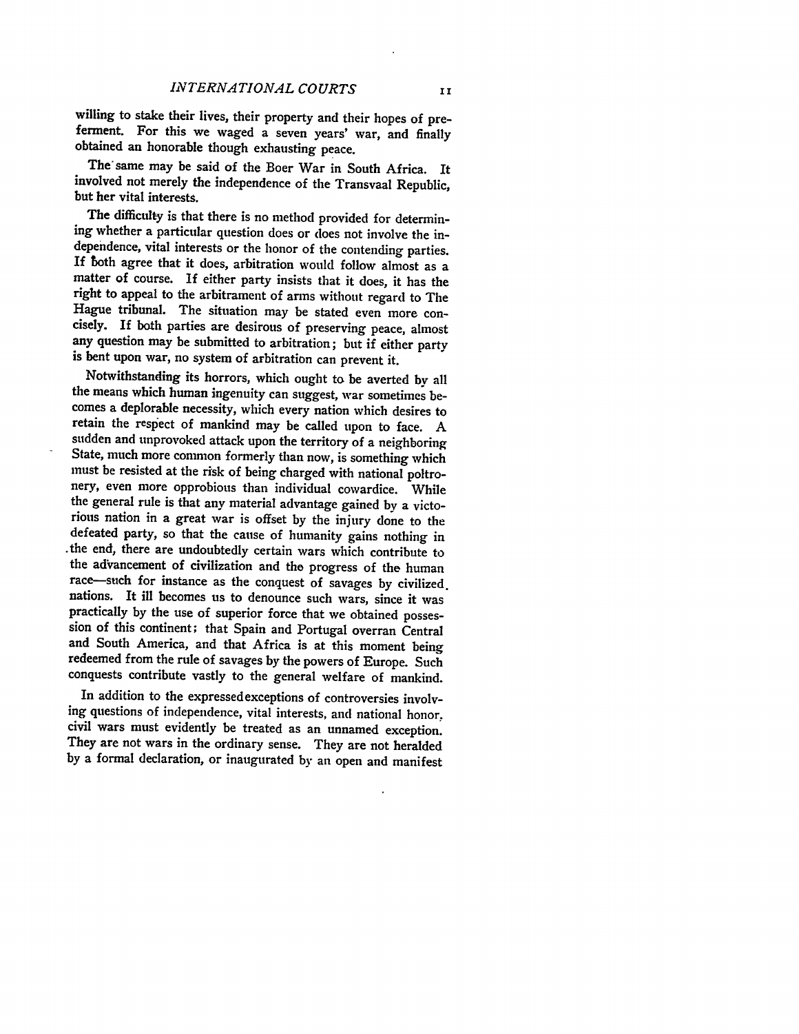willing to stake their lives, their property and their hopes of preferment. For this we waged a seven years' war, and finally obtained an honorable though exhausting peace.

The same may be said of the Boer War in South Africa. It involved not merely the independence of the Transvaal Republic, but her vital interests.

The difficulty is that there is no method provided for determining whether a particular question does or does not involve the independence, vital interests or the honor of the contending parties. If both agree that it does, arbitration would follow almost as a matter of course. If either party insists that it does, it has the right to appeal to the arbitrament of arms without regard to The Hague tribunal. The situation may be stated even more concisely. If both parties are desirous of preserving peace, almost any question may be submitted to arbitration; but if either party is bent upon war, no system of arbitration can prevent it.

Notwithstanding its horrors, which ought to be averted by all the means which human ingenuity can suggest, war sometimes becomes a deplorable necessity, which every nation which desires to retain the respect of mankind may be called upon to face. A sudden and unprovoked attack upon the territory of a neighboring State, much more common formerly than now, is something which must be resisted at the risk of being charged with national poltronery, even more opprobious than individual cowardice. While the general rule is that any material advantage gained by a victorious nation in a great war is offset by the injury done to the defeated party, so that the cause of humanity gains nothing in the end, there are undoubtedly certain wars which contribute to the advancement of civilization and the progress of the human race—such for instance as the conquest of savages by civilized nations. It ill becomes us to denounce such wars, since it was practically by the use of superior force that we obtained possession of this continent; that Spain and Portugal overran Central and South America, and that Africa is at this moment being redeemed from the rule of savages by the powers of Europe. Such conquests contribute vastly to the general welfare of mankind.

In addition to the expressed exceptions of controversies involving questions of independence, vital interests, and national honor, civil wars must evidently be treated as an unnamed exception. They are not wars in the ordinary sense. They are not heralded by a formal declaration, or inaugurated by an open and manifest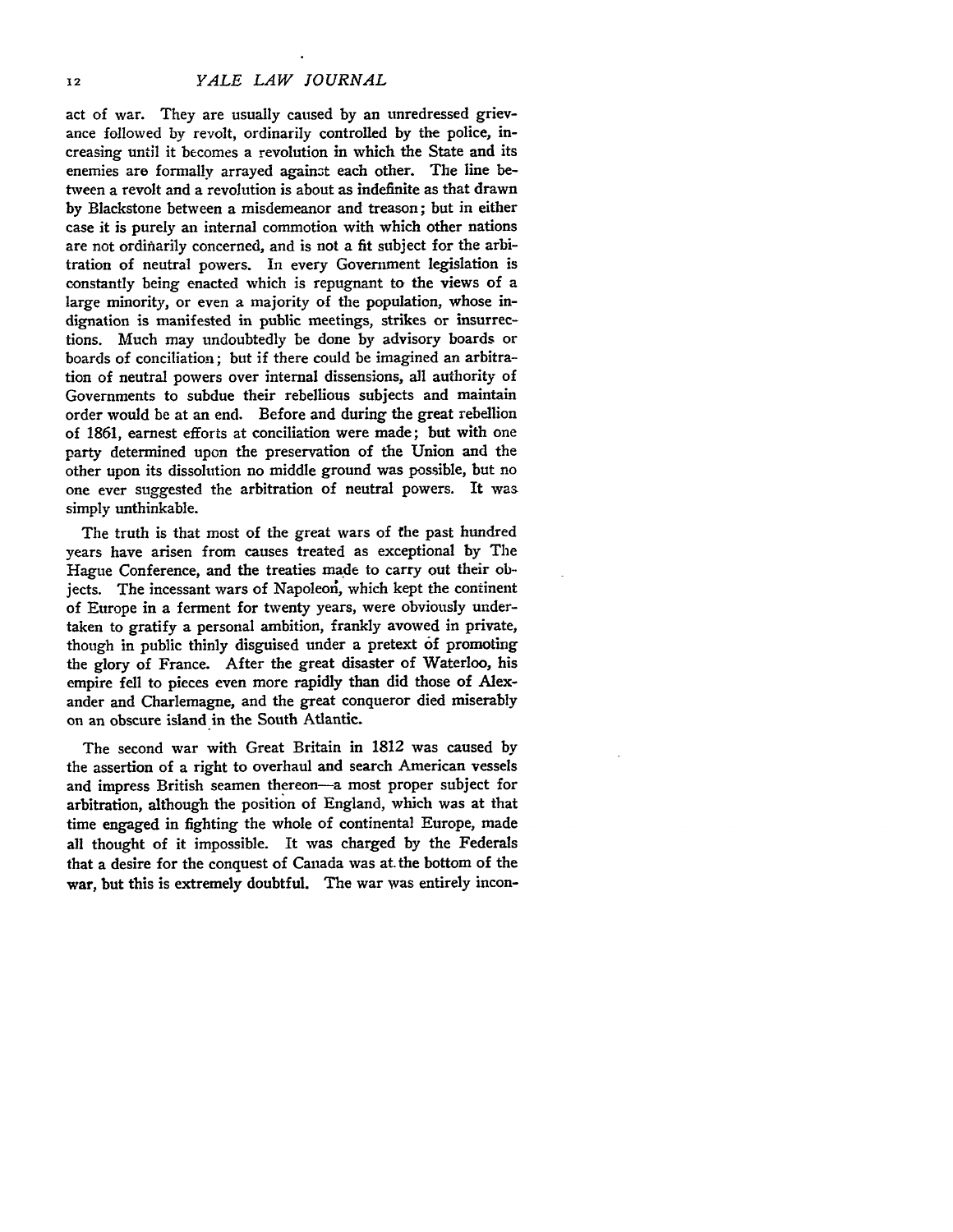act of war. They are usually caused by an unredressed grievance followed by revolt, ordinarily controlled by the police, increasing until it becomes a revolution in which the State and its enemies are formally arrayed against each other. The line between a revolt and a revolution is about as indefinite as that drawn by Blackstone between a misdemeanor and treason; but in either case it is purely an internal commotion with which other nations are not ordinarily concerned, and is not a fit subject for the arbitration of neutral powers. In every Government legislation is constantly being enacted which is repugnant to the views of a large minority, or even a majority of the population, whose indignation is manifested in public meetings, strikes or insurrections. Much may undoubtedly be done by advisory boards or boards of conciliation; but if there could be imagined an arbitration of neutral powers over internal dissensions, all authority of Governments to subdue their rebellious subjects and maintain order would be at an end. Before and during the great rebellion of 1861, earnest efforts at conciliation were made; but with one party determined upon the preservation of the Union and the other upon its dissolution no middle ground was possible, but no one ever suggested the arbitration of neutral powers. It was simply unthinkable.

The truth is that most of the great wars of the past hundred years have arisen from causes treated as exceptional by The Hague Conference, and the treaties made to carry out their objects. The incessant wars of Napoleon, which kept the continent of Europe in a ferment for twenty years, were obviously undertaken to gratify a personal ambition, frankly avowed in private, though in public thinly disguised under a pretext of promoting the glory of France. After the great disaster of Waterloo, his empire fell to pieces even more rapidly than did those of Alexander and Charlemagne, and the great conqueror died miserably on an obscure island in the South Atlantic.

The second war with Great Britain in 1812 was caused by the assertion of a right to overhaul and search American vessels and impress British seamen thereon—a most proper subject for arbitration, although the position of England, which was at that time engaged in fighting the whole of continental Europe, made all thought of it impossible. It was charged by the Federals that a desire for the conquest of Canada was at the bottom of the war, but this is extremely doubtful. The war was entirely incon-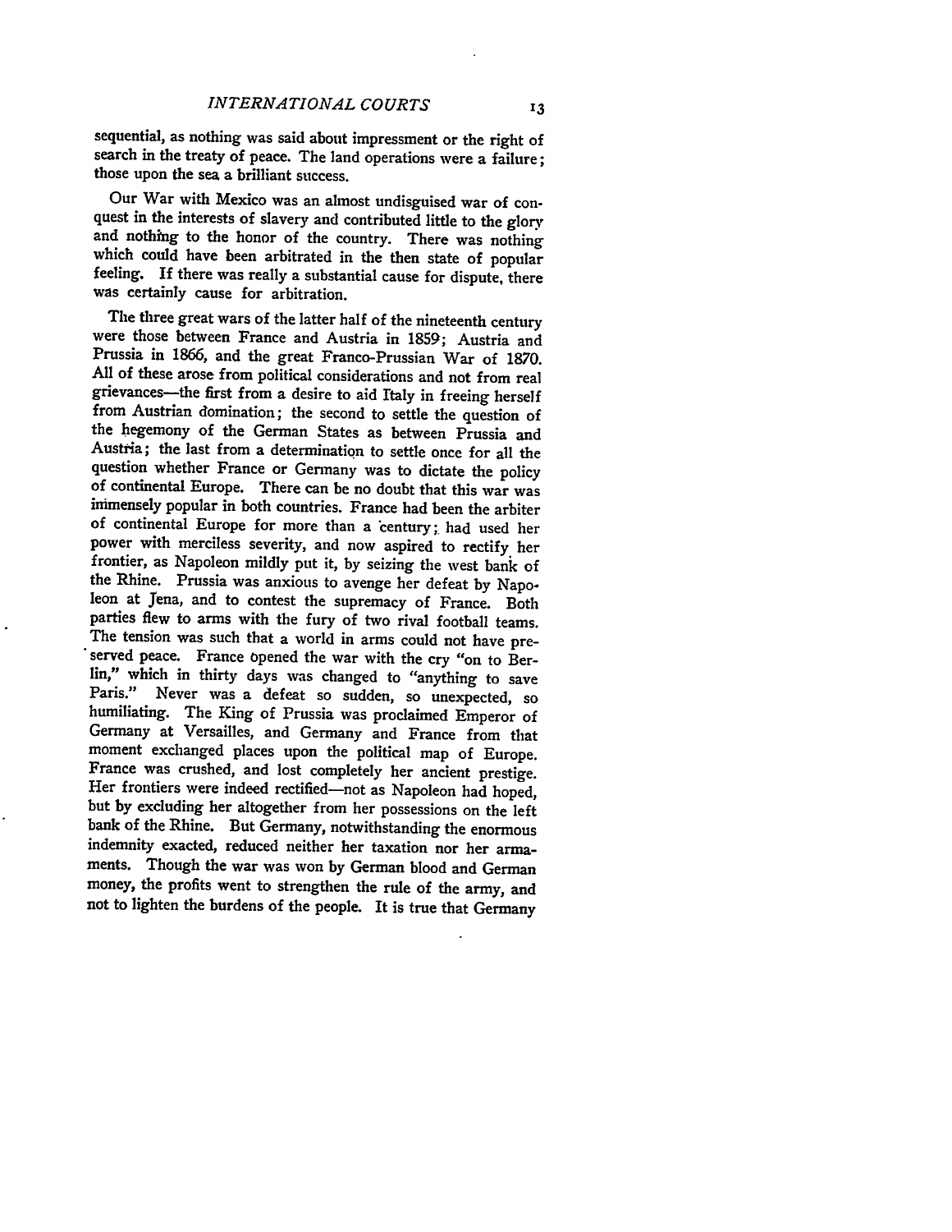sequential, as nothing was said about impressment or the right of search in the treaty of peace. The land operations were a failure; those upon the sea a brilliant success.

Our War with Mexico was an almost undisguised war of conquest in the interests of slavery and contributed little to the glory and nothing to the honor of the country. There was nothing which could have been arbitrated in the then state of popular feeling. If there was really a substantial cause for dispute, there was certainly cause for arbitration.

The three great wars of the latter half of the nineteenth century were those between France and Austria in 1859; Austria and Prussia in 1866, and the great Franco-Prussian War of 1870. All of these arose from political considerations and not from real grievances—the first from a desire to aid Italy in freeing herself from Austrian domination; the second to settle the question of the hegemony of the German States as between Prussia and Austria; the last from a determination to settle once for all the question whether France or Germany was to dictate the policy of continental Europe. There can be no doubt that this war was immensely popular in both countries. France had been the arbiter of continental Europe for more than a century; had used her power with merciless severity, and now aspired to rectify her frontier, as Napoleon mildly put it, by seizing the west bank of the Rhine. Prussia was anxious to avenge her defeat by Napoleon at Jena, and to contest the supremacy of France. Both parties flew to arms with the fury of two rival football teams. The tension was such that a world in arms could not have preserved peace. France opened the war with the cry "on to Berlin," which in thirty days was changed to "anything to save Paris." Never was a defeat so sudden, so unexpected, so humiliating. The King of Prussia was proclaimed Emperor of Germany at Versailles, and Germany and France from that moment exchanged places upon the political map of Europe. France was crushed, and lost completely her ancient prestige. Her frontiers were indeed rectified—not as Napoleon had hoped, but by excluding her altogether from her possessions on the left bank of the Rhine. But Germany, notwithstanding the enormous indemnity exacted, reduced neither her taxation nor her armaments. Though the war was won by German blood and German money, the profits went to strengthen the rule of the army, and not to lighten the burdens of the people. It is true that Germany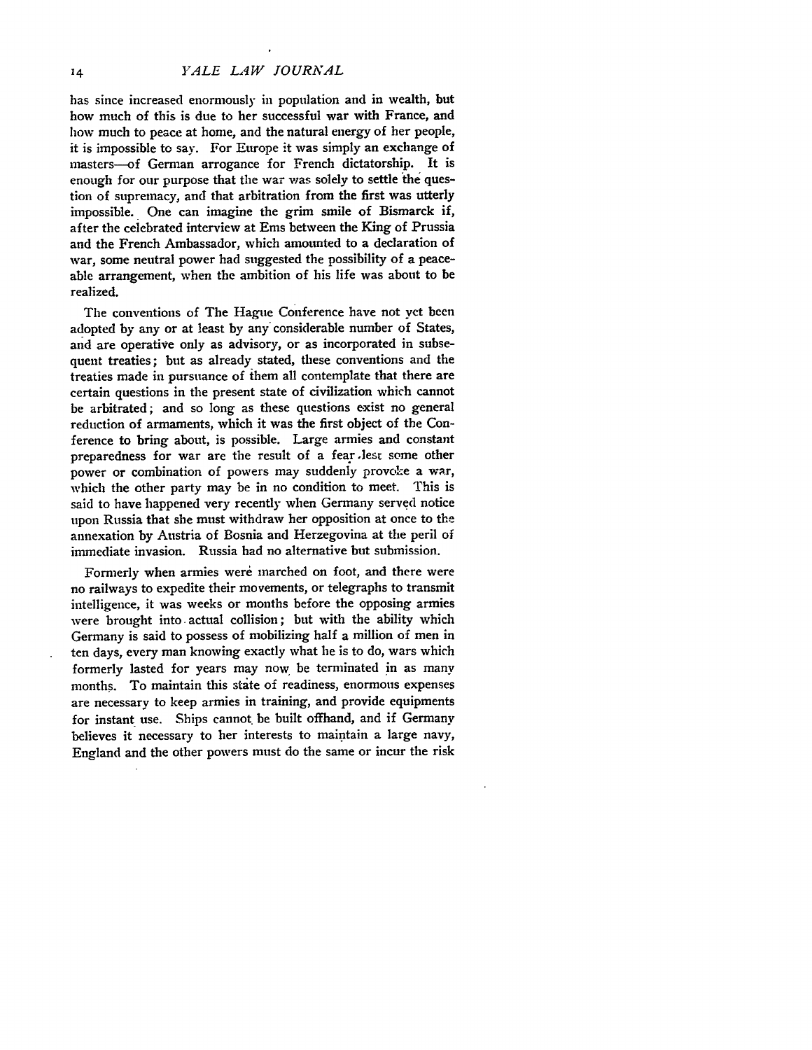has since increased enormously in population and in wealth, but how much of this is due to her successful war with France, and how much to peace at home, and the natural energy of her people, it is impossible to say. For Europe it was simply an exchange of masters—of German arrogance for French dictatorship. It is enough for our purpose that the war was solely to settle the question of supremacy, and that arbitration from the first was utterly impossible. One can imagine the grim smile of Bismarck if, after the celebrated interview at Ems between the King of Prussia and the French Ambassador, which amounted to a declaration of war, some neutral power had suggested the possibility of a peaceable arrangement, when the ambition of his life was about to be realized.

The conventions of The Hague Conference have not yet been adopted by any or at least by any considerable number of States, and are operative only as advisory, or as incorporated in subsequent treaties; but as already stated, these conventions and the treaties made in pursuance of them all contemplate that there are certain questions in the present state of civilization which cannot be arbitrated; and so long as these questions exist no general reduction of armaments, which it was the first object of the Conference to bring about, is possible. Large armies and constant preparedness for war are the result of a fear lest some other power or combination of powers may suddenly provoke a war, which the other party may be in no condition to meet. This is said to have happened very recently when Germany served notice upon Russia that she must withdraw her opposition at once to the annexation by Austria of Bosnia and Herzegovina at the peril of immediate invasion. Russia had no alternative but submission.

Formerly when armies were marched on foot, and there were no railways to expedite their movements, or telegraphs to transmit intelligence, it was weeks or months before the opposing armies were brought into actual collision; but with the ability which Germany is said to possess of mobilizing half a million of men in ten days, every man knowing exactly what he is to do, wars which formerly lasted for years may now be terminated in as many months. To maintain this state of readiness, enormous expenses are necessary to keep armies in training, and provide equipments for instant use. Ships cannot be built offhand, and if Germany believes it necessary to her interests to maintain a large navy, England and the other powers must do the same or incur the risk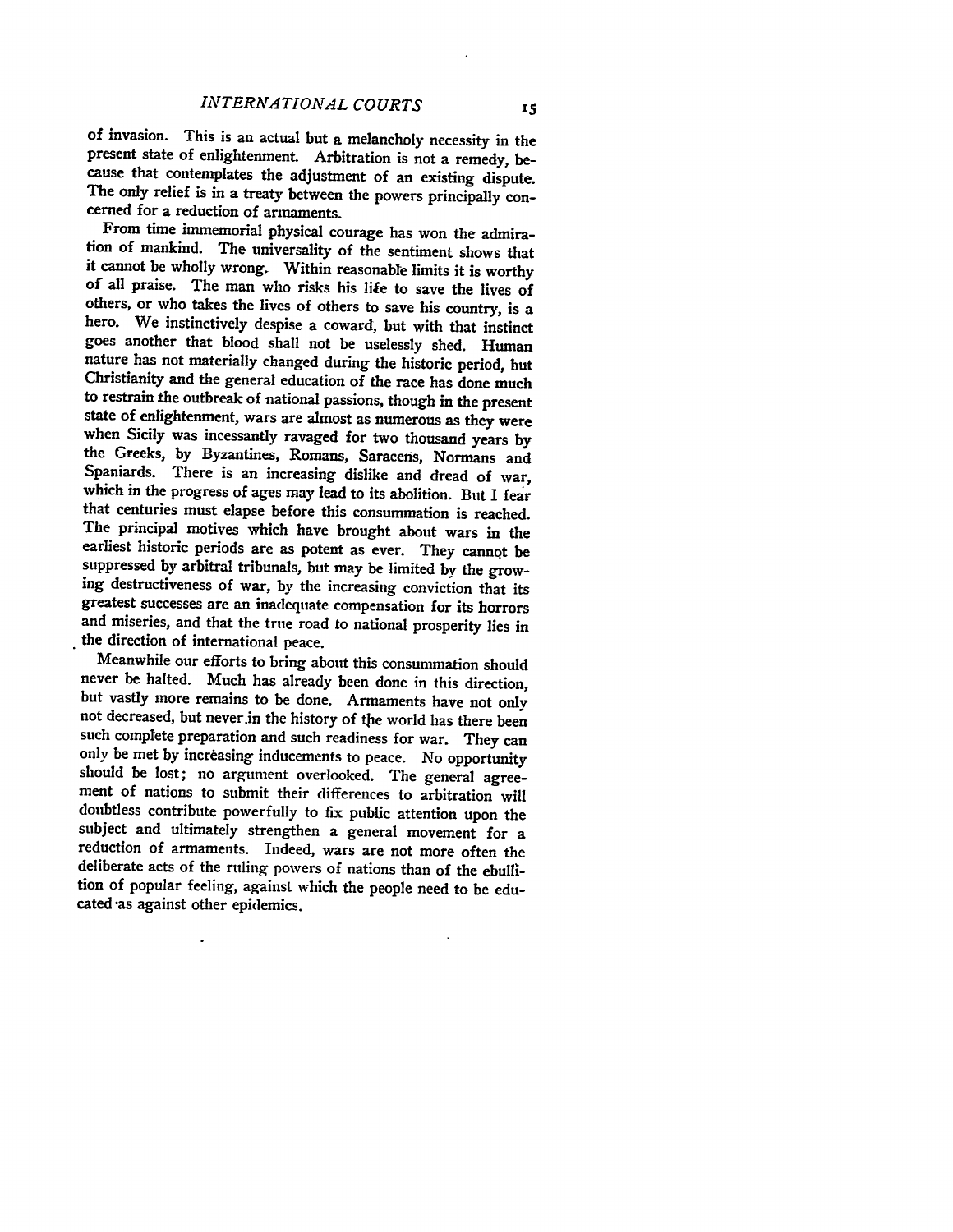of invasion. This is an actual but a melancholy necessity in the present state of enlightenment. Arbitration is not a remedy, because that contemplates the adjustment of an existing dispute. The only relief is in a treaty between the powers principally concerned for a reduction of armaments.

From time immemorial physical courage has won the admiration of mankind. The universality of the sentiment shows that it cannot be wholly wrong. Within reasonable limits it is worthy of all praise. The man who risks his life to save the lives of others, or who takes the lives of others to save his country, is a hero. We instinctively despise a coward, but with that instinct goes another that blood shall not be uselessly shed. Human nature has not materially changed during the historic period, but Christianity and the general education of the race has done much to restrain the outbreak of national passions, though in the present state of enlightenment, wars are almost as numerous as they were when Sicily was incessantly ravaged for two thousand years by the Greeks, by Byzantines, Romans, Saracens, Normans and Spaniards. There is an increasing dislike and dread of war, which in the progress of ages may lead to its abolition. But I fear that centuries must elapse before this consummation is reached. The principal motives which have brought about wars in the earliest historic periods are as potent as ever. They cannot be suppressed by arbitral tribunals, but may be limited by the growing destructiveness of war, by the increasing conviction that its greatest successes are an inadequate compensation for its horrors and miseries, and that the true road to national prosperity lies in the direction of international peace.

Meanwhile our efforts to bring about this consummation should never be halted. Much has already been done in this direction, but vastly more remains to be done. Armaments have not only not decreased, but never in the history of the world has there been such complete preparation and such readiness for war. They can only be met by increasing inducements to peace. No opportunity should be lost; no argument overlooked. The general agreement of nations to submit their differences to arbitration will doubtless contribute powerfully to fix public attention upon the subject and ultimately strengthen a general movement for a reduction of armaments. Indeed, wars are not more often the deliberate acts of the ruling powers of nations than of the ebullition of popular feeling, against which the people need to be educated as against other epidemics.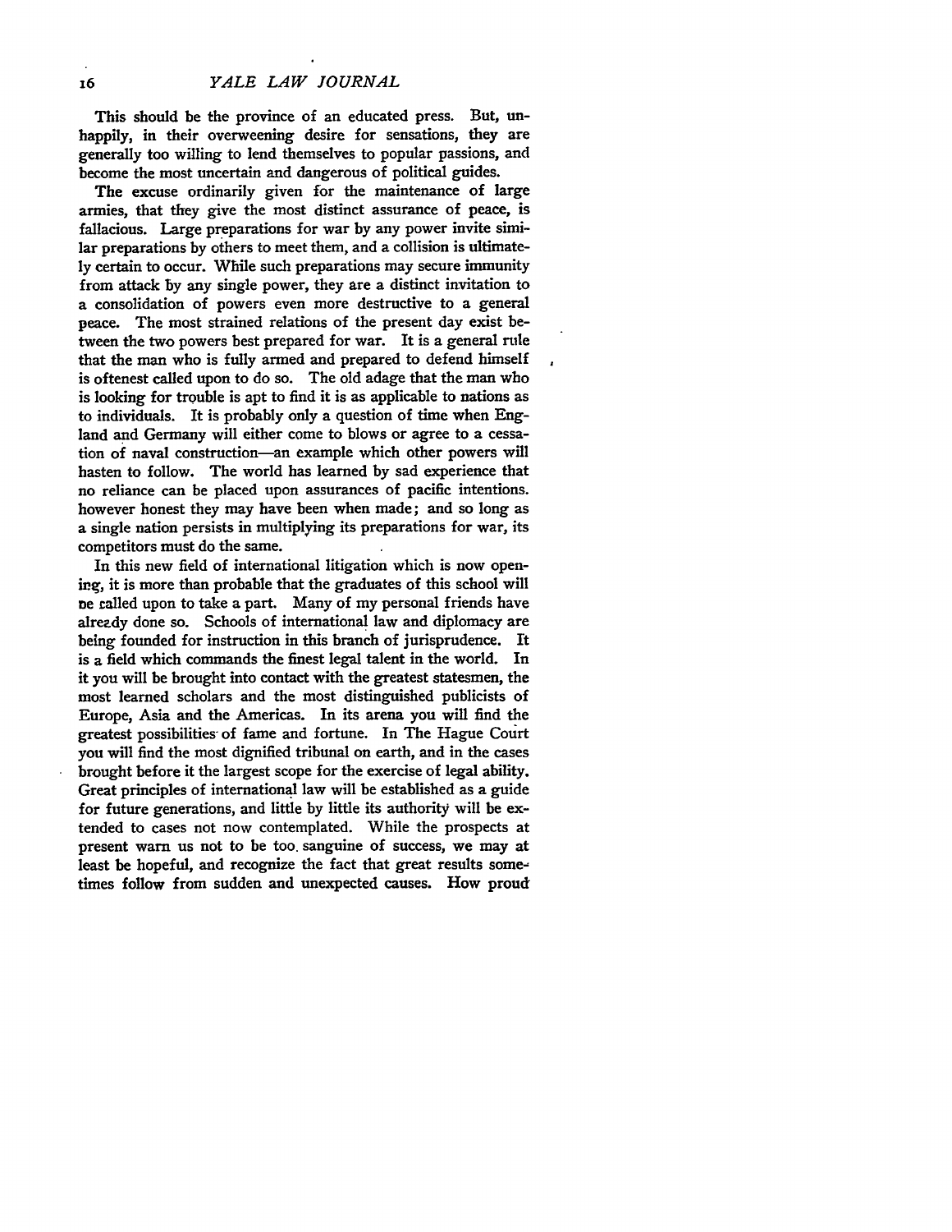This should be the province of an educated press. But, unhappily, in their overweening desire for sensations, they are generally too willing to lend themselves to popular passions, and become the most uncertain and dangerous of political guides.

The excuse ordinarily given for the maintenance of large armies, that they give the most distinct assurance of peace, is fallacious. Large preparations for war by any power invite similar preparations by others to meet them, and a collision is ultimately certain to occur. While such preparations may secure immunity from attack by any single power, they are a distinct invitation to a consolidation of powers even more destructive to a general peace. The most strained relations of the present day exist between the two powers best prepared for war. It is a general rule that the man who is fully armed and prepared to defend himself is oftenest called upon to do so. The old adage that the man who is looking for trouble is apt to find it is as applicable to nations as to individuals. It is probably only a question of time when England and Germany will either come to blows or agree to a cessation of naval construction—an example which other powers will hasten to follow. The world has learned by sad experience that no reliance can be placed upon assurances of pacific intentions. however honest they may have been when made; and so long as a single nation persists in multiplying its preparations for war, its competitors must do the same.

In this new field of international litigation which is now opening, it is more than probable that the graduates of this school will be called upon to take a part. Many of my personal friends have already done so. Schools of international law and diplomacy are being founded for instruction in this branch of jurisprudence. It is a field which commands the finest legal talent in the world. In it you will be brought into contact with the greatest statesmen, the most learned scholars and the most distinguished publicists of Europe, Asia and the Americas. In its arena you will find the greatest possibilities of fame and fortune. In The Hague Court you will find the most dignified tribunal on earth, and in the cases brought before it the largest scope for the exercise of legal ability. Great principles of international law will be established as a guide for future generations, and little by little its authority will be extended to cases not now contemplated. While the prospects at present warn us not to be too sanguine of success, we may at least be hopeful, and recognize the fact that great results sometimes follow from sudden and unexpected causes. How proud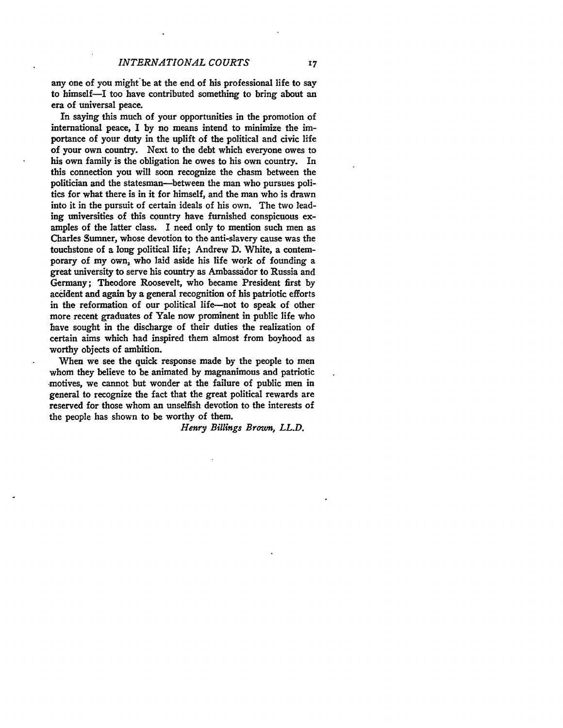any one of you might be at the end of his professional life to say to himself—I too have contributed something to bring about an era of universal peace.

In saying this much of your opportunities in the promotion of international peace, I by no means intend to minimize the importance of your duty in the uplift of the political and civic life of your own country. Next to the debt which everyone owes to his own family is the obligation he owes to his own country. In this connection you will soon recognize the chasm between the politician and the statesman—between the man who pursues politics for what there is in it for himself, and the man who is drawn into it in the pursuit of certain ideals of his own. The two leading universities of this country have furnished conspicuous examples of the latter class. I need only to mention such men as Charles Sumner, whose devotion to the anti-slavery cause was the touchstone of a long political life; Andrew D. White, a contemporary of my own, who laid aside his life work of founding a great university to serve his country as Ambassador to Russia and Germany; Theodore Roosevelt, who became President first by accident and again by a general recognition of his patriotic efforts in the reformation of our political life—not to speak of other more recent graduates of Yale now prominent in public life who have sought in the discharge of their duties the realization of certain aims which had inspired them almost from boyhood as worthy objects of ambition.

When we see the quick response made by the people to men whom they believe to be animated by magnanimous and patriotic motives, we cannot but wonder at the failure of public men in general to recognize the fact that the great political rewards are reserved for those whom an unselfish devotion to the interests of the people has shown to be worthy of them.

*Henry Billings Brown, LL.D.*